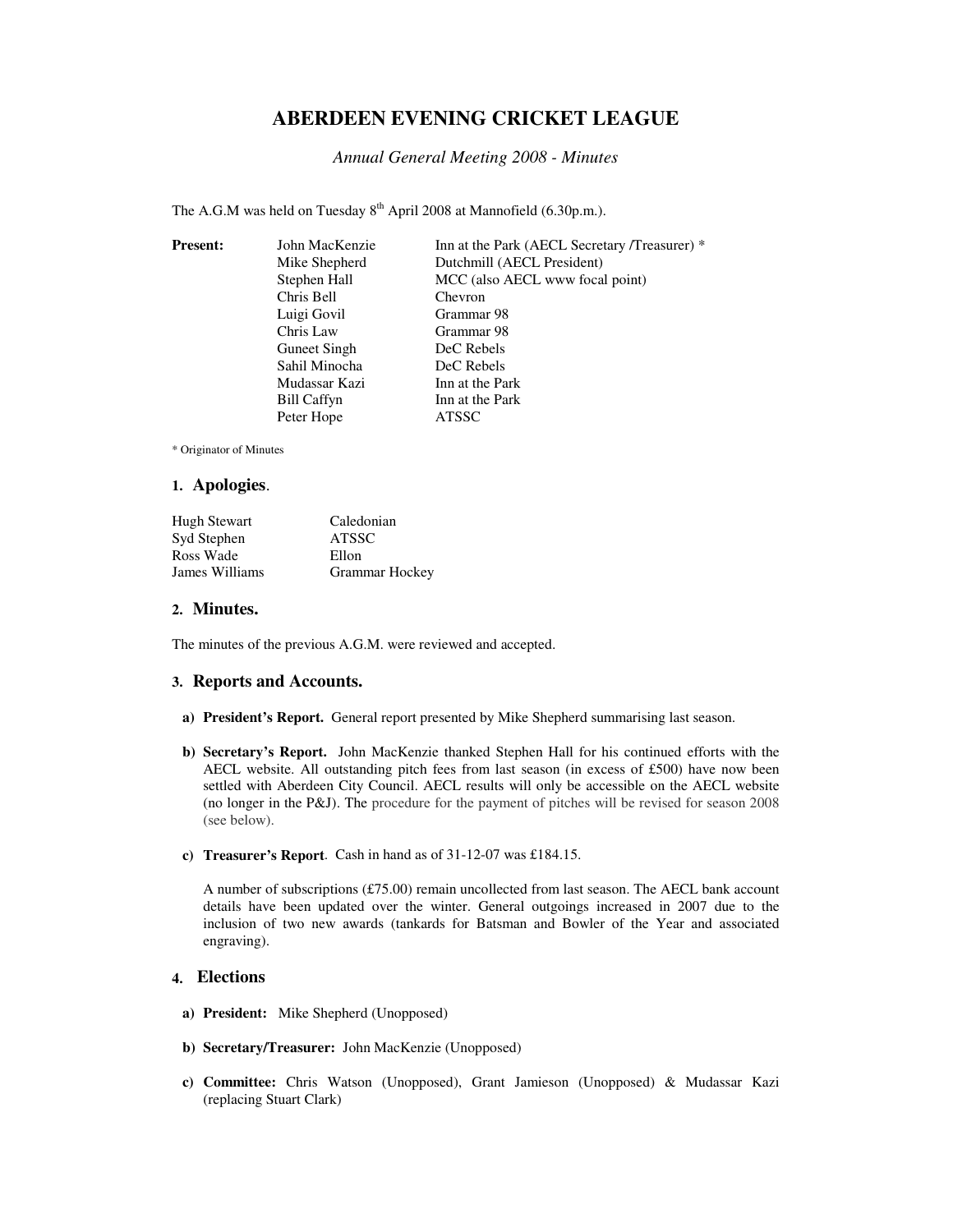# ABERDEEN EVENING CRICKET LEAGUE

*Annual General Meeting 2008 - Minutes*

The A.G.M was held on Tuesday 8th April 2008 at Mannofield (6.30p.m.).

| | | |
|---|---|---|
| **Present:** | John MacKenzie | Inn at the Park (AECL Secretary /Treasurer) * |
| | Mike Shepherd | Dutchmill (AECL President) |
| | Stephen Hall | MCC (also AECL www focal point) |
| | Chris Bell | Chevron |
| | Luigi Govil | Grammar 98 |
| | Chris Law | Grammar 98 |
| | Guneet Singh | DeC Rebels |
| | Sahil Minocha | DeC Rebels |
| | Mudassar Kazi | Inn at the Park |
| | Bill Caffyn | Inn at the Park |
| | Peter Hope | ATSSC |

\* Originator of Minutes

## 1. Apologies.

| | |
|---|---|
| Hugh Stewart | Caledonian |
| Syd Stephen | ATSSC |
| Ross Wade | Ellon |
| James Williams | Grammar Hockey |

## 2. Minutes.

The minutes of the previous A.G.M. were reviewed and accepted.

## 3. Reports and Accounts.

a) **President's Report.** General report presented by Mike Shepherd summarising last season.

b) **Secretary's Report.** John MacKenzie thanked Stephen Hall for his continued efforts with the AECL website. All outstanding pitch fees from last season (in excess of £500) have now been settled with Aberdeen City Council. AECL results will only be accessible on the AECL website (no longer in the P&J). The procedure for the payment of pitches will be revised for season 2008 (see below).

c) **Treasurer's Report**. Cash in hand as of 31-12-07 was £184.15.

A number of subscriptions (£75.00) remain uncollected from last season. The AECL bank account details have been updated over the winter. General outgoings increased in 2007 due to the inclusion of two new awards (tankards for Batsman and Bowler of the Year and associated engraving).

## 4. Elections

a) **President:** Mike Shepherd (Unopposed)

b) **Secretary/Treasurer:** John MacKenzie (Unopposed)

c) **Committee:** Chris Watson (Unopposed), Grant Jamieson (Unopposed) & Mudassar Kazi (replacing Stuart Clark)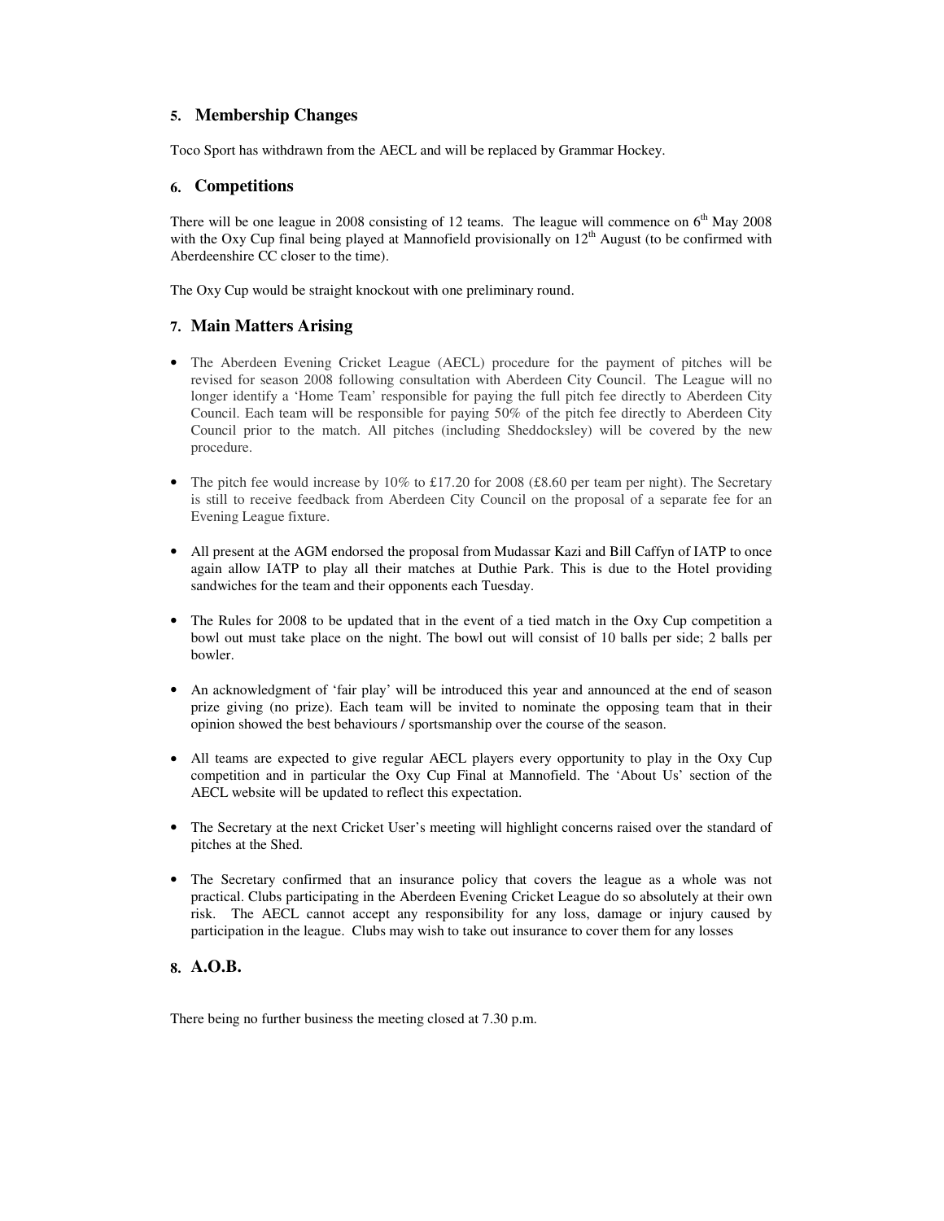## 5. Membership Changes

Toco Sport has withdrawn from the AECL and will be replaced by Grammar Hockey.

## 6. Competitions

There will be one league in 2008 consisting of 12 teams. The league will commence on 6th May 2008 with the Oxy Cup final being played at Mannofield provisionally on 12th August (to be confirmed with Aberdeenshire CC closer to the time).

The Oxy Cup would be straight knockout with one preliminary round.

## 7. Main Matters Arising

- The Aberdeen Evening Cricket League (AECL) procedure for the payment of pitches will be revised for season 2008 following consultation with Aberdeen City Council. The League will no longer identify a 'Home Team' responsible for paying the full pitch fee directly to Aberdeen City Council. Each team will be responsible for paying 50% of the pitch fee directly to Aberdeen City Council prior to the match. All pitches (including Sheddocksley) will be covered by the new procedure.

- The pitch fee would increase by 10% to £17.20 for 2008 (£8.60 per team per night). The Secretary is still to receive feedback from Aberdeen City Council on the proposal of a separate fee for an Evening League fixture.

- All present at the AGM endorsed the proposal from Mudassar Kazi and Bill Caffyn of IATP to once again allow IATP to play all their matches at Duthie Park. This is due to the Hotel providing sandwiches for the team and their opponents each Tuesday.

- The Rules for 2008 to be updated that in the event of a tied match in the Oxy Cup competition a bowl out must take place on the night. The bowl out will consist of 10 balls per side; 2 balls per bowler.

- An acknowledgment of 'fair play' will be introduced this year and announced at the end of season prize giving (no prize). Each team will be invited to nominate the opposing team that in their opinion showed the best behaviours / sportsmanship over the course of the season.

- All teams are expected to give regular AECL players every opportunity to play in the Oxy Cup competition and in particular the Oxy Cup Final at Mannofield. The 'About Us' section of the AECL website will be updated to reflect this expectation.

- The Secretary at the next Cricket User's meeting will highlight concerns raised over the standard of pitches at the Shed.

- The Secretary confirmed that an insurance policy that covers the league as a whole was not practical. Clubs participating in the Aberdeen Evening Cricket League do so absolutely at their own risk. The AECL cannot accept any responsibility for any loss, damage or injury caused by participation in the league. Clubs may wish to take out insurance to cover them for any losses

## 8. A.O.B.

There being no further business the meeting closed at 7.30 p.m.